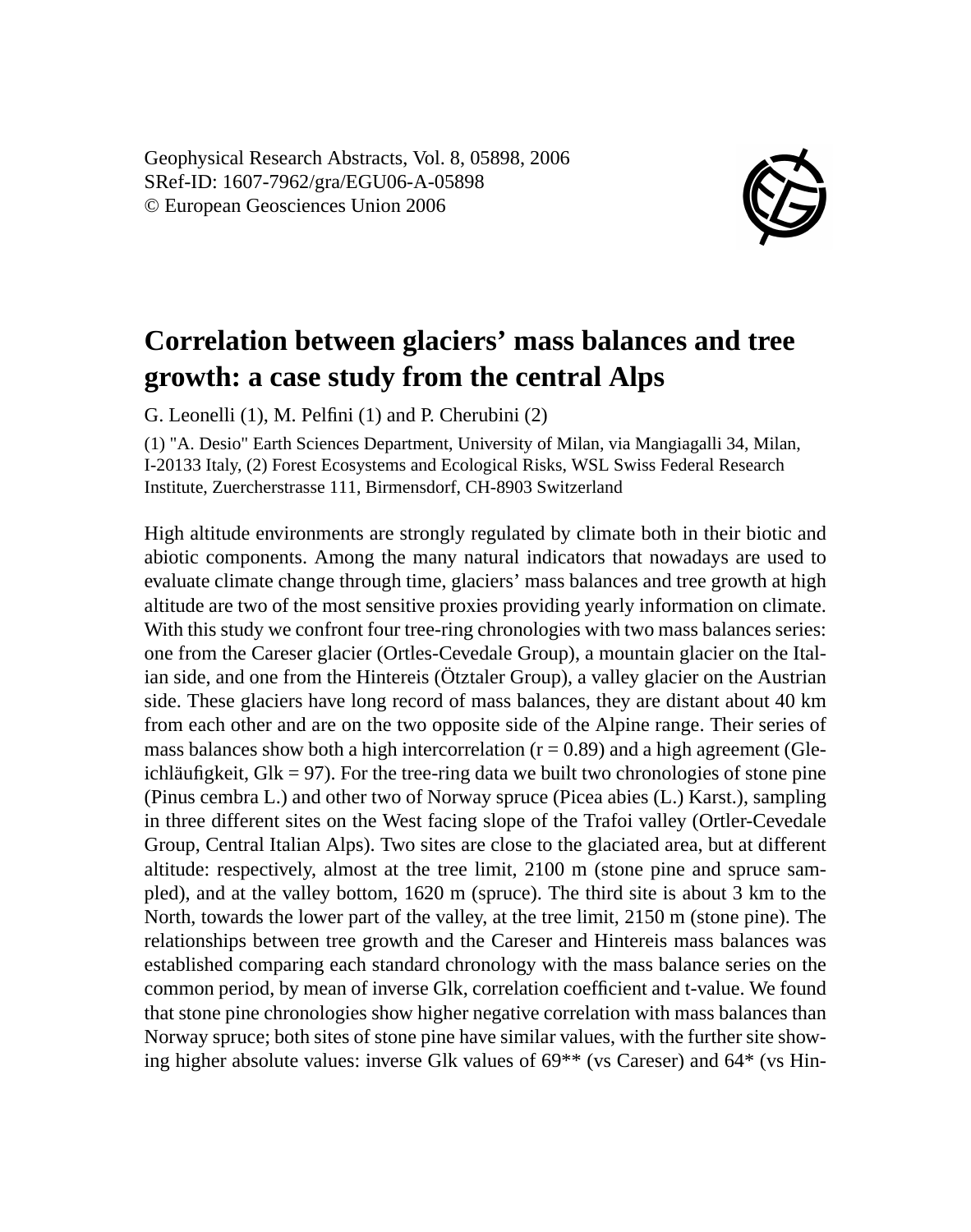Geophysical Research Abstracts, Vol. 8, 05898, 2006
SRef-ID: 1607-7962/gra/EGU06-A-05898
© European Geosciences Union 2006

# Correlation between glaciers' mass balances and tree growth: a case study from the central Alps

G. Leonelli (1), M. Pelfini (1) and P. Cherubini (2)

(1) "A. Desio" Earth Sciences Department, University of Milan, via Mangiagalli 34, Milan, I-20133 Italy, (2) Forest Ecosystems and Ecological Risks, WSL Swiss Federal Research Institute, Zuercherstrasse 111, Birmensdorf, CH-8903 Switzerland

High altitude environments are strongly regulated by climate both in their biotic and abiotic components. Among the many natural indicators that nowadays are used to evaluate climate change through time, glaciers' mass balances and tree growth at high altitude are two of the most sensitive proxies providing yearly information on climate. With this study we confront four tree-ring chronologies with two mass balances series: one from the Careser glacier (Ortles-Cevedale Group), a mountain glacier on the Italian side, and one from the Hintereis (Ötztaler Group), a valley glacier on the Austrian side. These glaciers have long record of mass balances, they are distant about 40 km from each other and are on the two opposite side of the Alpine range. Their series of mass balances show both a high intercorrelation ($r = 0.89$) and a high agreement (Gleichläufigkeit, Glk = 97). For the tree-ring data we built two chronologies of stone pine (Pinus cembra L.) and other two of Norway spruce (Picea abies (L.) Karst.), sampling in three different sites on the West facing slope of the Trafoi valley (Ortler-Cevedale Group, Central Italian Alps). Two sites are close to the glaciated area, but at different altitude: respectively, almost at the tree limit, 2100 m (stone pine and spruce sampled), and at the valley bottom, 1620 m (spruce). The third site is about 3 km to the North, towards the lower part of the valley, at the tree limit, 2150 m (stone pine). The relationships between tree growth and the Careser and Hintereis mass balances was established comparing each standard chronology with the mass balance series on the common period, by mean of inverse Glk, correlation coefficient and t-value. We found that stone pine chronologies show higher negative correlation with mass balances than Norway spruce; both sites of stone pine have similar values, with the further site showing higher absolute values: inverse Glk values of 69** (vs Careser) and 64* (vs Hin-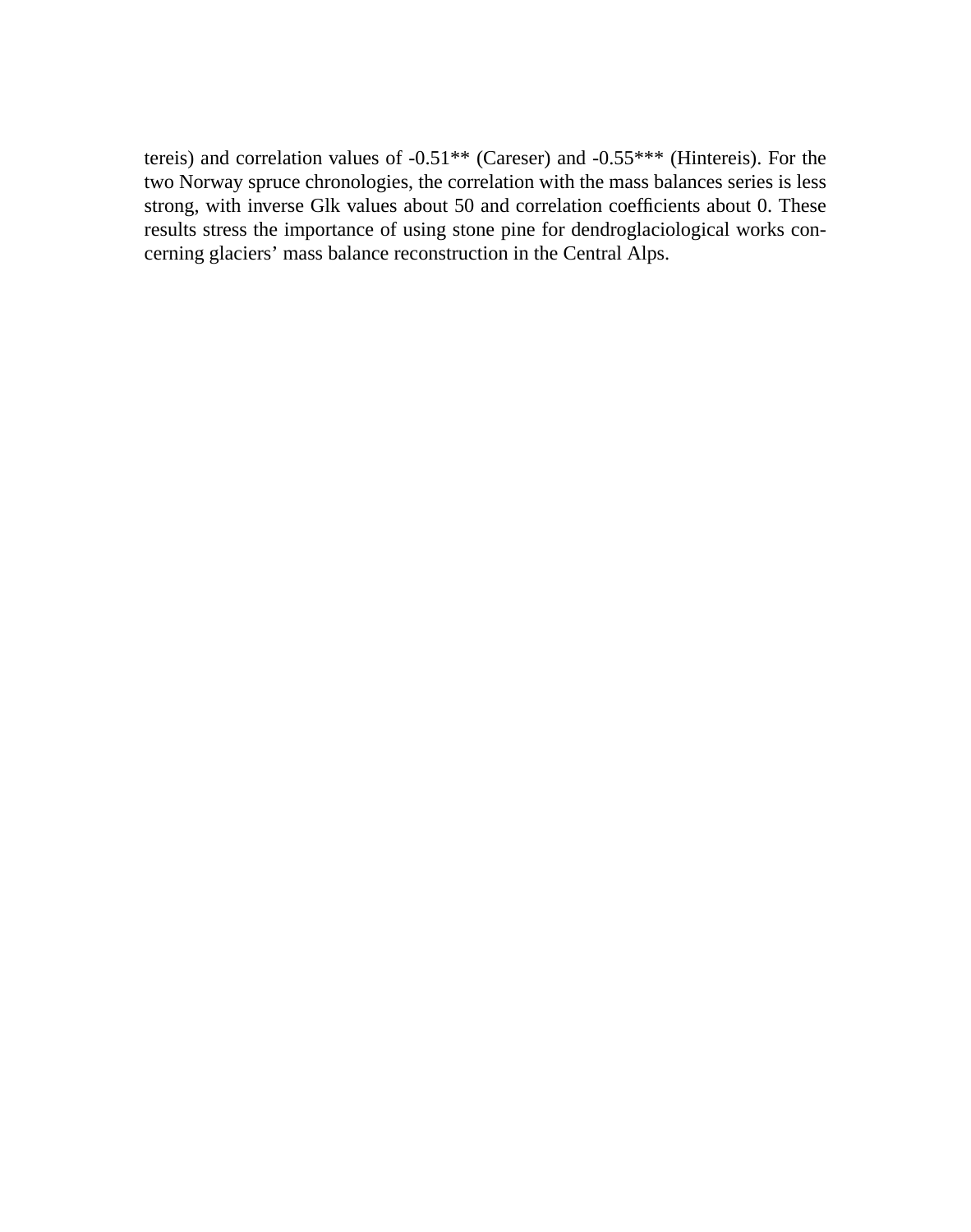tereis) and correlation values of -0.51** (Careser) and -0.55*** (Hintereis). For the two Norway spruce chronologies, the correlation with the mass balances series is less strong, with inverse Glk values about 50 and correlation coefficients about 0. These results stress the importance of using stone pine for dendroglaciological works concerning glaciers' mass balance reconstruction in the Central Alps.